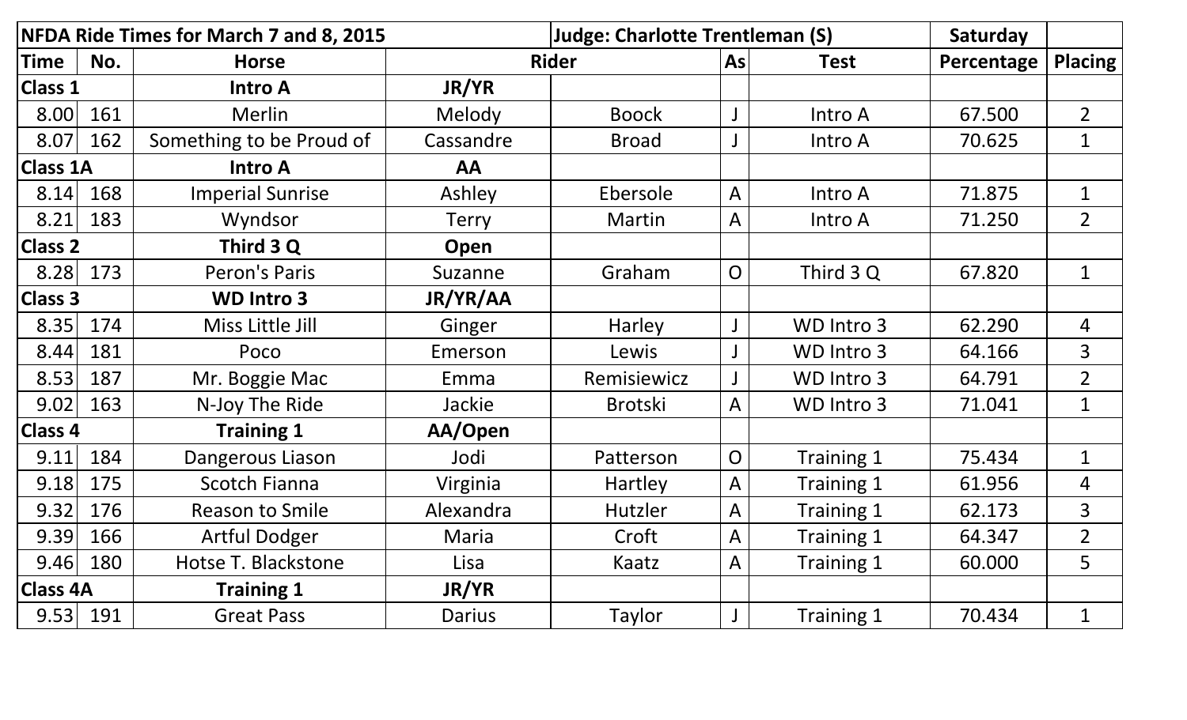| NFDA Ride Times for March 7 and 8, 2015 | | | | Judge: Charlotte Trentleman (S) | | | Saturday | |
|---|---|---|---|---|---|---|---|---|
| Time | No. | Horse | Rider | | As | Test | Percentage | Placing |
| Class 1 | | Intro A | JR/YR | | | | | |
| 8.00 | 161 | Merlin | Melody | Boock | J | Intro A | 67.500 | 2 |
| 8.07 | 162 | Something to be Proud of | Cassandre | Broad | J | Intro A | 70.625 | 1 |
| Class 1A | | Intro A | AA | | | | | |
| 8.14 | 168 | Imperial Sunrise | Ashley | Ebersole | A | Intro A | 71.875 | 1 |
| 8.21 | 183 | Wyndsor | Terry | Martin | A | Intro A | 71.250 | 2 |
| Class 2 | | Third 3 Q | Open | | | | | |
| 8.28 | 173 | Peron's Paris | Suzanne | Graham | O | Third 3 Q | 67.820 | 1 |
| Class 3 | | WD Intro 3 | JR/YR/AA | | | | | |
| 8.35 | 174 | Miss Little Jill | Ginger | Harley | J | WD Intro 3 | 62.290 | 4 |
| 8.44 | 181 | Poco | Emerson | Lewis | J | WD Intro 3 | 64.166 | 3 |
| 8.53 | 187 | Mr. Boggie Mac | Emma | Remisiewicz | J | WD Intro 3 | 64.791 | 2 |
| 9.02 | 163 | N-Joy The Ride | Jackie | Brotski | A | WD Intro 3 | 71.041 | 1 |
| Class 4 | | Training 1 | AA/Open | | | | | |
| 9.11 | 184 | Dangerous Liason | Jodi | Patterson | O | Training 1 | 75.434 | 1 |
| 9.18 | 175 | Scotch Fianna | Virginia | Hartley | A | Training 1 | 61.956 | 4 |
| 9.32 | 176 | Reason to Smile | Alexandra | Hutzler | A | Training 1 | 62.173 | 3 |
| 9.39 | 166 | Artful Dodger | Maria | Croft | A | Training 1 | 64.347 | 2 |
| 9.46 | 180 | Hotse T. Blackstone | Lisa | Kaatz | A | Training 1 | 60.000 | 5 |
| Class 4A | | Training 1 | JR/YR | | | | | |
| 9.53 | 191 | Great Pass | Darius | Taylor | J | Training 1 | 70.434 | 1 |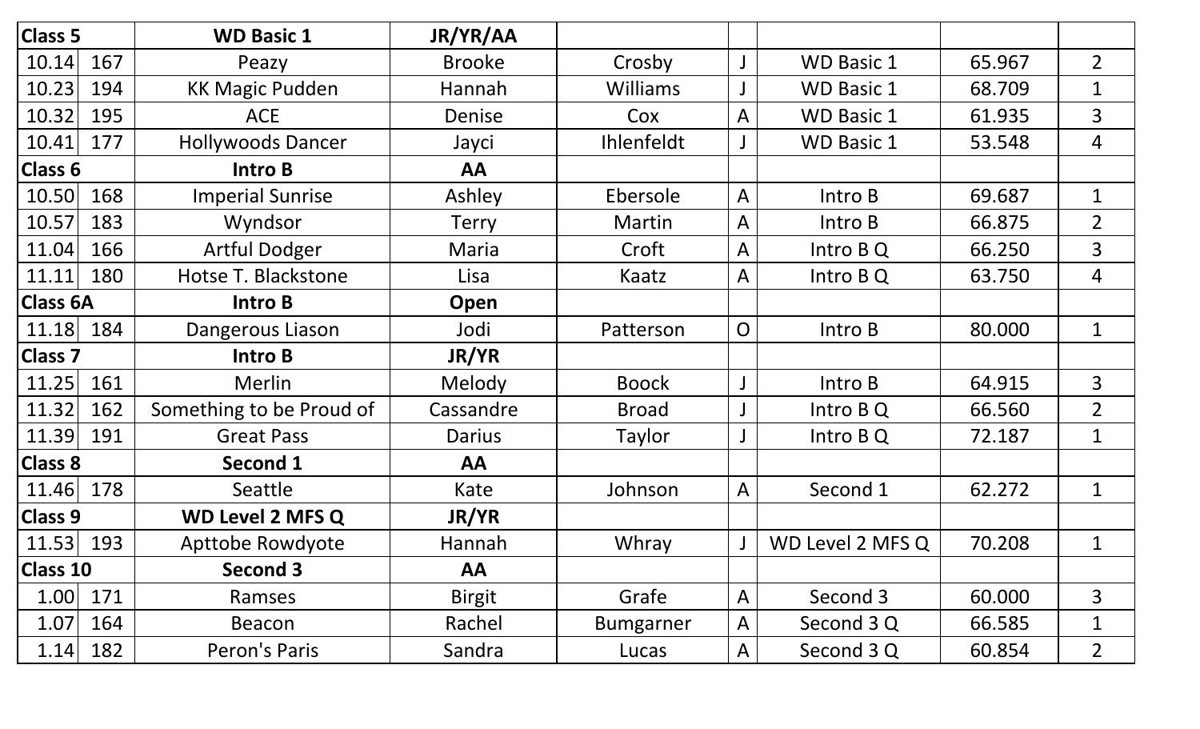| Class 5 | | WD Basic 1 | JR/YR/AA | | | | | |
|---|---|---|---|---|---|---|---|---|
| 10.14 | 167 | Peazy | Brooke | Crosby | J | WD Basic 1 | 65.967 | 2 |
| 10.23 | 194 | KK Magic Pudden | Hannah | Williams | J | WD Basic 1 | 68.709 | 1 |
| 10.32 | 195 | ACE | Denise | Cox | A | WD Basic 1 | 61.935 | 3 |
| 10.41 | 177 | Hollywoods Dancer | Jayci | Ihlenfeldt | J | WD Basic 1 | 53.548 | 4 |
| **Class 6** | | **Intro B** | **AA** | | | | | |
| 10.50 | 168 | Imperial Sunrise | Ashley | Ebersole | A | Intro B | 69.687 | 1 |
| 10.57 | 183 | Wyndsor | Terry | Martin | A | Intro B | 66.875 | 2 |
| 11.04 | 166 | Artful Dodger | Maria | Croft | A | Intro B Q | 66.250 | 3 |
| 11.11 | 180 | Hotse T. Blackstone | Lisa | Kaatz | A | Intro B Q | 63.750 | 4 |
| **Class 6A** | | **Intro B** | **Open** | | | | | |
| 11.18 | 184 | Dangerous Liason | Jodi | Patterson | O | Intro B | 80.000 | 1 |
| **Class 7** | | **Intro B** | **JR/YR** | | | | | |
| 11.25 | 161 | Merlin | Melody | Boock | J | Intro B | 64.915 | 3 |
| 11.32 | 162 | Something to be Proud of | Cassandre | Broad | J | Intro B Q | 66.560 | 2 |
| 11.39 | 191 | Great Pass | Darius | Taylor | J | Intro B Q | 72.187 | 1 |
| **Class 8** | | **Second 1** | **AA** | | | | | |
| 11.46 | 178 | Seattle | Kate | Johnson | A | Second 1 | 62.272 | 1 |
| **Class 9** | | **WD Level 2 MFS Q** | **JR/YR** | | | | | |
| 11.53 | 193 | Apttobe Rowdyote | Hannah | Whray | J | WD Level 2 MFS Q | 70.208 | 1 |
| **Class 10** | | **Second 3** | **AA** | | | | | |
| 1.00 | 171 | Ramses | Birgit | Grafe | A | Second 3 | 60.000 | 3 |
| 1.07 | 164 | Beacon | Rachel | Bumgarner | A | Second 3 Q | 66.585 | 1 |
| 1.14 | 182 | Peron's Paris | Sandra | Lucas | A | Second 3 Q | 60.854 | 2 |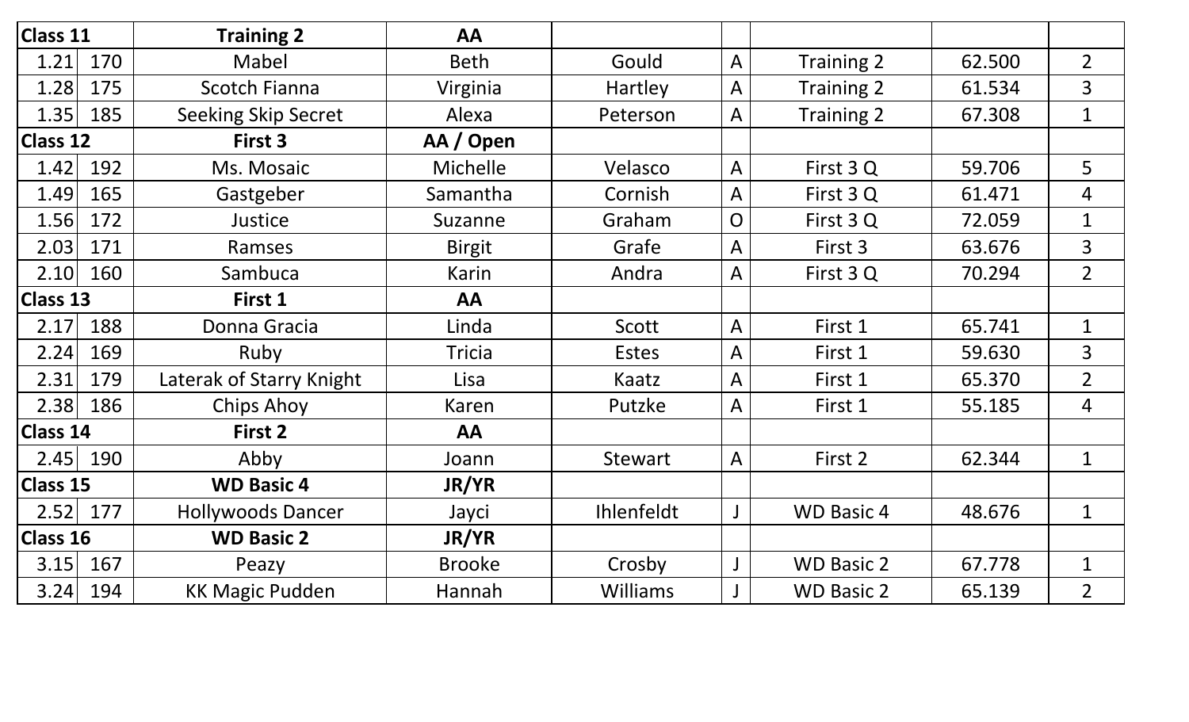| Class 11 | | Training 2 | AA | | | | | |
|---|---|---|---|---|---|---|---|---|
| 1.21 | 170 | Mabel | Beth | Gould | A | Training 2 | 62.500 | 2 |
| 1.28 | 175 | Scotch Fianna | Virginia | Hartley | A | Training 2 | 61.534 | 3 |
| 1.35 | 185 | Seeking Skip Secret | Alexa | Peterson | A | Training 2 | 67.308 | 1 |
| **Class 12** | | **First 3** | **AA / Open** | | | | | |
| 1.42 | 192 | Ms. Mosaic | Michelle | Velasco | A | First 3 Q | 59.706 | 5 |
| 1.49 | 165 | Gastgeber | Samantha | Cornish | A | First 3 Q | 61.471 | 4 |
| 1.56 | 172 | Justice | Suzanne | Graham | O | First 3 Q | 72.059 | 1 |
| 2.03 | 171 | Ramses | Birgit | Grafe | A | First 3 | 63.676 | 3 |
| 2.10 | 160 | Sambuca | Karin | Andra | A | First 3 Q | 70.294 | 2 |
| **Class 13** | | **First 1** | **AA** | | | | | |
| 2.17 | 188 | Donna Gracia | Linda | Scott | A | First 1 | 65.741 | 1 |
| 2.24 | 169 | Ruby | Tricia | Estes | A | First 1 | 59.630 | 3 |
| 2.31 | 179 | Laterak of Starry Knight | Lisa | Kaatz | A | First 1 | 65.370 | 2 |
| 2.38 | 186 | Chips Ahoy | Karen | Putzke | A | First 1 | 55.185 | 4 |
| **Class 14** | | **First 2** | **AA** | | | | | |
| 2.45 | 190 | Abby | Joann | Stewart | A | First 2 | 62.344 | 1 |
| **Class 15** | | **WD Basic 4** | **JR/YR** | | | | | |
| 2.52 | 177 | Hollywoods Dancer | Jayci | Ihlenfeldt | J | WD Basic 4 | 48.676 | 1 |
| **Class 16** | | **WD Basic 2** | **JR/YR** | | | | | |
| 3.15 | 167 | Peazy | Brooke | Crosby | J | WD Basic 2 | 67.778 | 1 |
| 3.24 | 194 | KK Magic Pudden | Hannah | Williams | J | WD Basic 2 | 65.139 | 2 |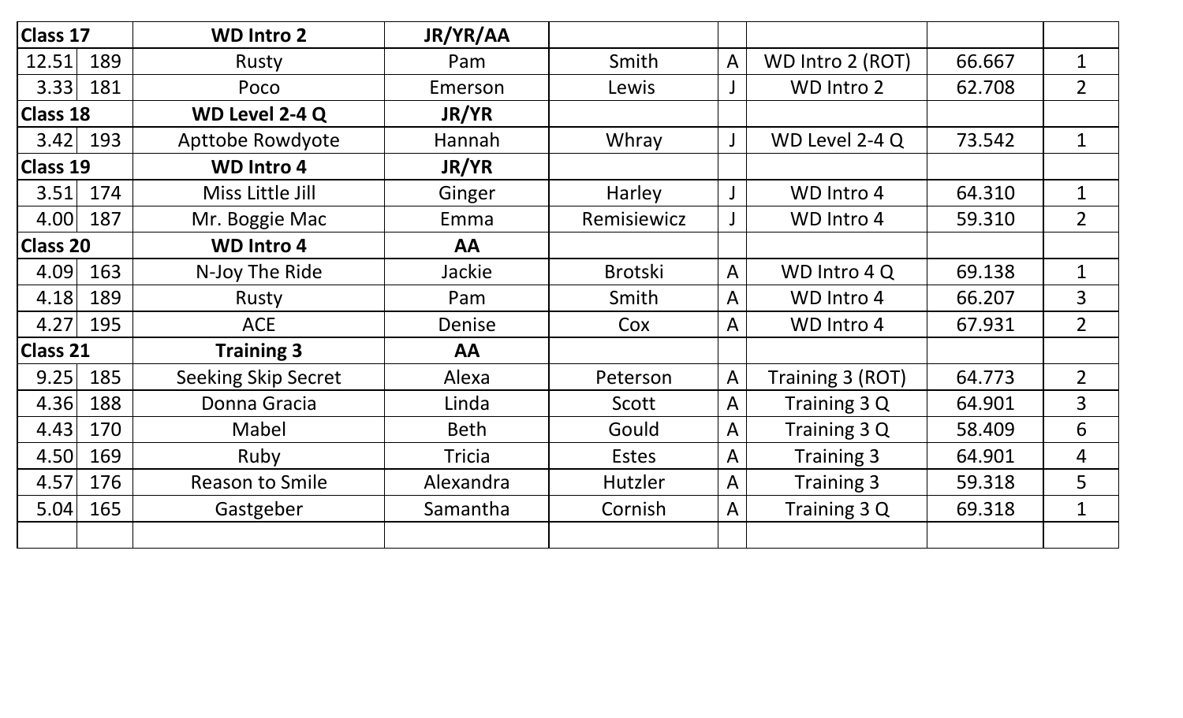| Class 17 | | WD Intro 2 | JR/YR/AA | | | | | |
|---|---|---|---|---|---|---|---|---|
| 12.51 | 189 | Rusty | Pam | Smith | A | WD Intro 2 (ROT) | 66.667 | 1 |
| 3.33 | 181 | Poco | Emerson | Lewis | J | WD Intro 2 | 62.708 | 2 |
| **Class 18** | | **WD Level 2-4 Q** | **JR/YR** | | | | | |
| 3.42 | 193 | Apttobe Rowdyote | Hannah | Whray | J | WD Level 2-4 Q | 73.542 | 1 |
| **Class 19** | | **WD Intro 4** | **JR/YR** | | | | | |
| 3.51 | 174 | Miss Little Jill | Ginger | Harley | J | WD Intro 4 | 64.310 | 1 |
| 4.00 | 187 | Mr. Boggie Mac | Emma | Remisiewicz | J | WD Intro 4 | 59.310 | 2 |
| **Class 20** | | **WD Intro 4** | **AA** | | | | | |
| 4.09 | 163 | N-Joy The Ride | Jackie | Brotski | A | WD Intro 4 Q | 69.138 | 1 |
| 4.18 | 189 | Rusty | Pam | Smith | A | WD Intro 4 | 66.207 | 3 |
| 4.27 | 195 | ACE | Denise | Cox | A | WD Intro 4 | 67.931 | 2 |
| **Class 21** | | **Training 3** | **AA** | | | | | |
| 9.25 | 185 | Seeking Skip Secret | Alexa | Peterson | A | Training 3 (ROT) | 64.773 | 2 |
| 4.36 | 188 | Donna Gracia | Linda | Scott | A | Training 3 Q | 64.901 | 3 |
| 4.43 | 170 | Mabel | Beth | Gould | A | Training 3 Q | 58.409 | 6 |
| 4.50 | 169 | Ruby | Tricia | Estes | A | Training 3 | 64.901 | 4 |
| 4.57 | 176 | Reason to Smile | Alexandra | Hutzler | A | Training 3 | 59.318 | 5 |
| 5.04 | 165 | Gastgeber | Samantha | Cornish | A | Training 3 Q | 69.318 | 1 |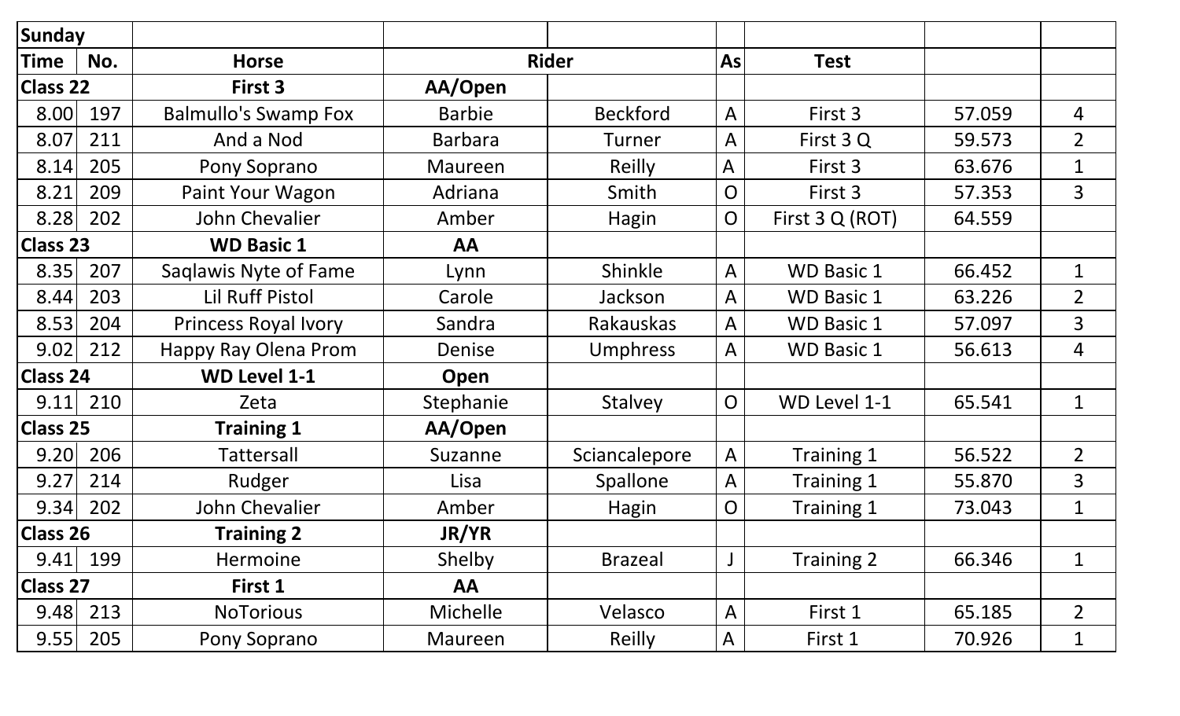| Sunday | | | | | | | | |
|---|---|---|---|---|---|---|---|---|
| **Time** | **No.** | **Horse** | **Rider** | | **As** | **Test** | | |
| **Class 22** | | **First 3** | **AA/Open** | | | | | |
| 8.00 | 197 | Balmullo's Swamp Fox | Barbie | Beckford | A | First 3 | 57.059 | 4 |
| 8.07 | 211 | And a Nod | Barbara | Turner | A | First 3 Q | 59.573 | 2 |
| 8.14 | 205 | Pony Soprano | Maureen | Reilly | A | First 3 | 63.676 | 1 |
| 8.21 | 209 | Paint Your Wagon | Adriana | Smith | O | First 3 | 57.353 | 3 |
| 8.28 | 202 | John Chevalier | Amber | Hagin | O | First 3 Q (ROT) | 64.559 | |
| **Class 23** | | **WD Basic 1** | **AA** | | | | | |
| 8.35 | 207 | Saqlawis Nyte of Fame | Lynn | Shinkle | A | WD Basic 1 | 66.452 | 1 |
| 8.44 | 203 | Lil Ruff Pistol | Carole | Jackson | A | WD Basic 1 | 63.226 | 2 |
| 8.53 | 204 | Princess Royal Ivory | Sandra | Rakauskas | A | WD Basic 1 | 57.097 | 3 |
| 9.02 | 212 | Happy Ray Olena Prom | Denise | Umphress | A | WD Basic 1 | 56.613 | 4 |
| **Class 24** | | **WD Level 1-1** | **Open** | | | | | |
| 9.11 | 210 | Zeta | Stephanie | Stalvey | O | WD Level 1-1 | 65.541 | 1 |
| **Class 25** | | **Training 1** | **AA/Open** | | | | | |
| 9.20 | 206 | Tattersall | Suzanne | Sciancalepore | A | Training 1 | 56.522 | 2 |
| 9.27 | 214 | Rudger | Lisa | Spallone | A | Training 1 | 55.870 | 3 |
| 9.34 | 202 | John Chevalier | Amber | Hagin | O | Training 1 | 73.043 | 1 |
| **Class 26** | | **Training 2** | **JR/YR** | | | | | |
| 9.41 | 199 | Hermoine | Shelby | Brazeal | J | Training 2 | 66.346 | 1 |
| **Class 27** | | **First 1** | **AA** | | | | | |
| 9.48 | 213 | NoTorious | Michelle | Velasco | A | First 1 | 65.185 | 2 |
| 9.55 | 205 | Pony Soprano | Maureen | Reilly | A | First 1 | 70.926 | 1 |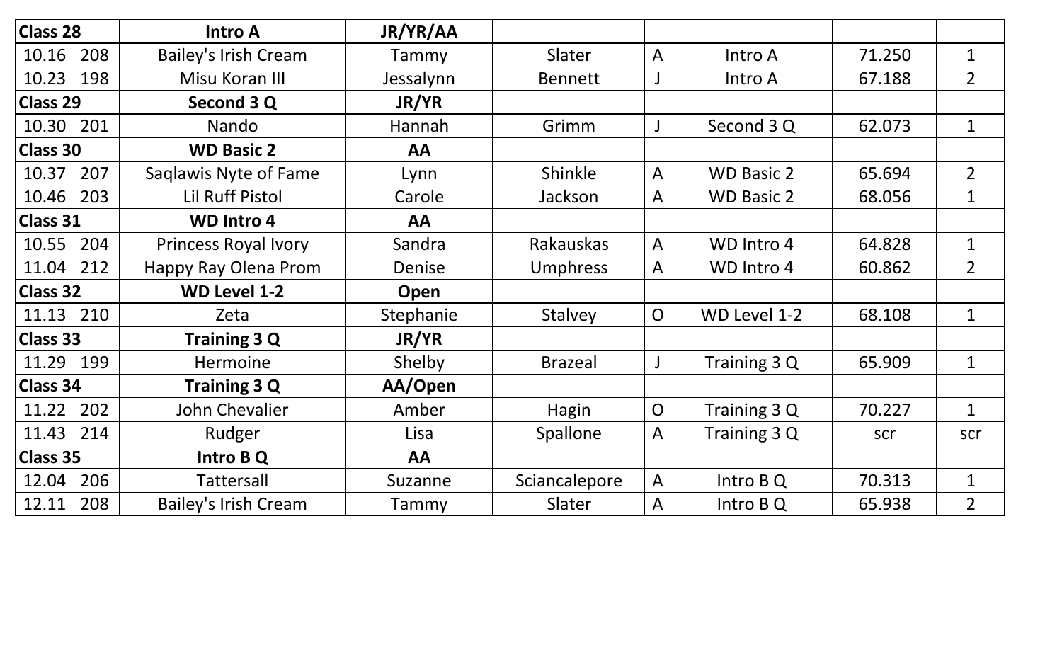| Class 28 | | Intro A | JR/YR/AA | | | | | |
|---|---|---|---|---|---|---|---|---|
| 10.16 | 208 | Bailey's Irish Cream | Tammy | Slater | A | Intro A | 71.250 | 1 |
| 10.23 | 198 | Misu Koran III | Jessalynn | Bennett | J | Intro A | 67.188 | 2 |
| **Class 29** | | **Second 3 Q** | **JR/YR** | | | | | |
| 10.30 | 201 | Nando | Hannah | Grimm | J | Second 3 Q | 62.073 | 1 |
| **Class 30** | | **WD Basic 2** | **AA** | | | | | |
| 10.37 | 207 | Saqlawis Nyte of Fame | Lynn | Shinkle | A | WD Basic 2 | 65.694 | 2 |
| 10.46 | 203 | Lil Ruff Pistol | Carole | Jackson | A | WD Basic 2 | 68.056 | 1 |
| **Class 31** | | **WD Intro 4** | **AA** | | | | | |
| 10.55 | 204 | Princess Royal Ivory | Sandra | Rakauskas | A | WD Intro 4 | 64.828 | 1 |
| 11.04 | 212 | Happy Ray Olena Prom | Denise | Umphress | A | WD Intro 4 | 60.862 | 2 |
| **Class 32** | | **WD Level 1-2** | **Open** | | | | | |
| 11.13 | 210 | Zeta | Stephanie | Stalvey | O | WD Level 1-2 | 68.108 | 1 |
| **Class 33** | | **Training 3 Q** | **JR/YR** | | | | | |
| 11.29 | 199 | Hermoine | Shelby | Brazeal | J | Training 3 Q | 65.909 | 1 |
| **Class 34** | | **Training 3 Q** | **AA/Open** | | | | | |
| 11.22 | 202 | John Chevalier | Amber | Hagin | O | Training 3 Q | 70.227 | 1 |
| 11.43 | 214 | Rudger | Lisa | Spallone | A | Training 3 Q | scr | scr |
| **Class 35** | | **Intro B Q** | **AA** | | | | | |
| 12.04 | 206 | Tattersall | Suzanne | Sciancalepore | A | Intro B Q | 70.313 | 1 |
| 12.11 | 208 | Bailey's Irish Cream | Tammy | Slater | A | Intro B Q | 65.938 | 2 |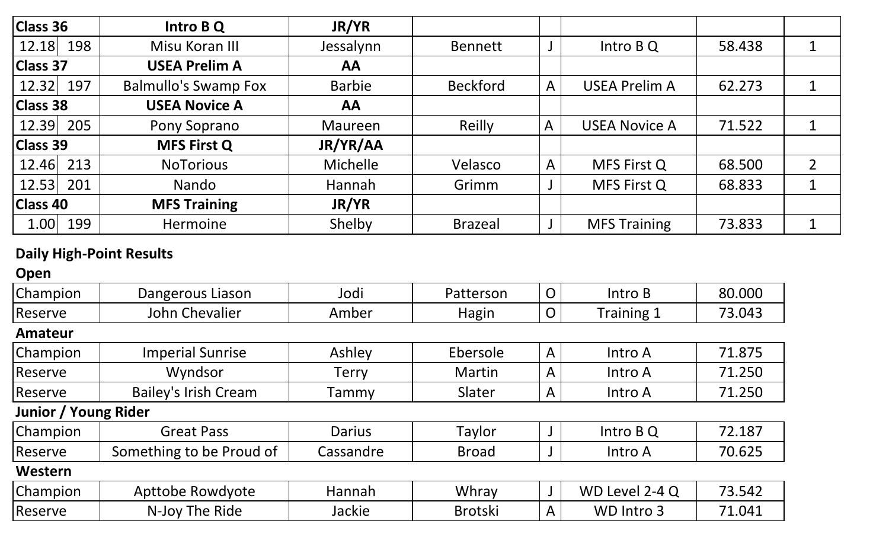| | | | | | | | |
|---|---|---|---|---|---|---|---|
| **Class 36** | **Intro B Q** | **JR/YR** | | | | | |
| 12.18 198 | Misu Koran III | Jessalynn | Bennett | J | Intro B Q | 58.438 | 1 |
| **Class 37** | **USEA Prelim A** | **AA** | | | | | |
| 12.32 197 | Balmullo's Swamp Fox | Barbie | Beckford | A | USEA Prelim A | 62.273 | 1 |
| **Class 38** | **USEA Novice A** | **AA** | | | | | |
| 12.39 205 | Pony Soprano | Maureen | Reilly | A | USEA Novice A | 71.522 | 1 |
| **Class 39** | **MFS First Q** | **JR/YR/AA** | | | | | |
| 12.46 213 | NoTorious | Michelle | Velasco | A | MFS First Q | 68.500 | 2 |
| 12.53 201 | Nando | Hannah | Grimm | J | MFS First Q | 68.833 | 1 |
| **Class 40** | **MFS Training** | **JR/YR** | | | | | |
| 1.00 199 | Hermoine | Shelby | Brazeal | J | MFS Training | 73.833 | 1 |

**Daily High-Point Results**

**Open**

| | | | | | | |
|---|---|---|---|---|---|---|
| Champion | Dangerous Liason | Jodi | Patterson | O | Intro B | 80.000 |
| Reserve | John Chevalier | Amber | Hagin | O | Training 1 | 73.043 |

**Amateur**

| | | | | | | |
|---|---|---|---|---|---|---|
| Champion | Imperial Sunrise | Ashley | Ebersole | A | Intro A | 71.875 |
| Reserve | Wyndsor | Terry | Martin | A | Intro A | 71.250 |
| Reserve | Bailey's Irish Cream | Tammy | Slater | A | Intro A | 71.250 |

**Junior / Young Rider**

| | | | | | | |
|---|---|---|---|---|---|---|
| Champion | Great Pass | Darius | Taylor | J | Intro B Q | 72.187 |
| Reserve | Something to be Proud of | Cassandre | Broad | J | Intro A | 70.625 |

**Western**

| | | | | | | |
|---|---|---|---|---|---|---|
| Champion | Apttobe Rowdyote | Hannah | Whray | J | WD Level 2-4 Q | 73.542 |
| Reserve | N-Joy The Ride | Jackie | Brotski | A | WD Intro 3 | 71.041 |